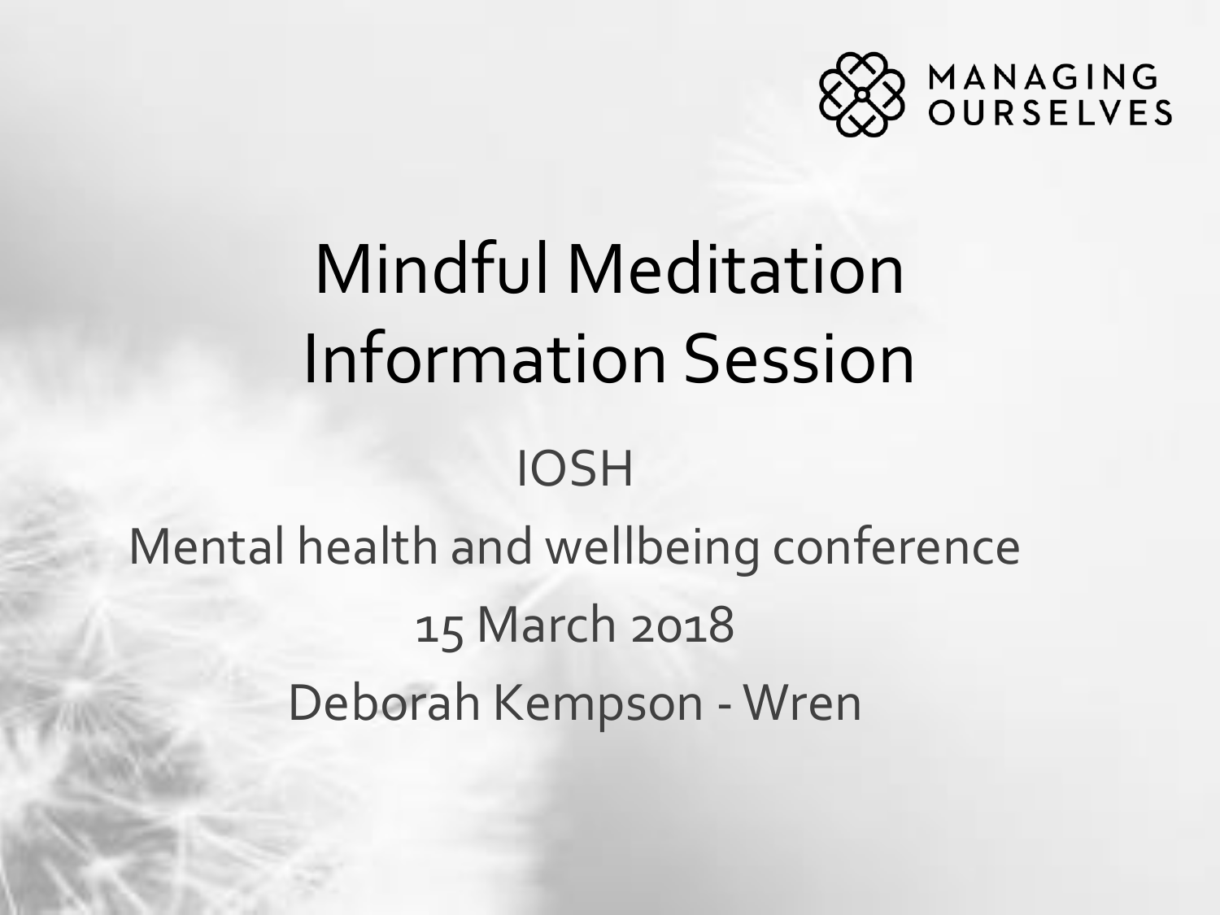MANAGING OURSELVES

# Mindful Meditation Information Session

IOSH

Mental health and wellbeing conference

15 March 2018

Deborah Kempson - Wren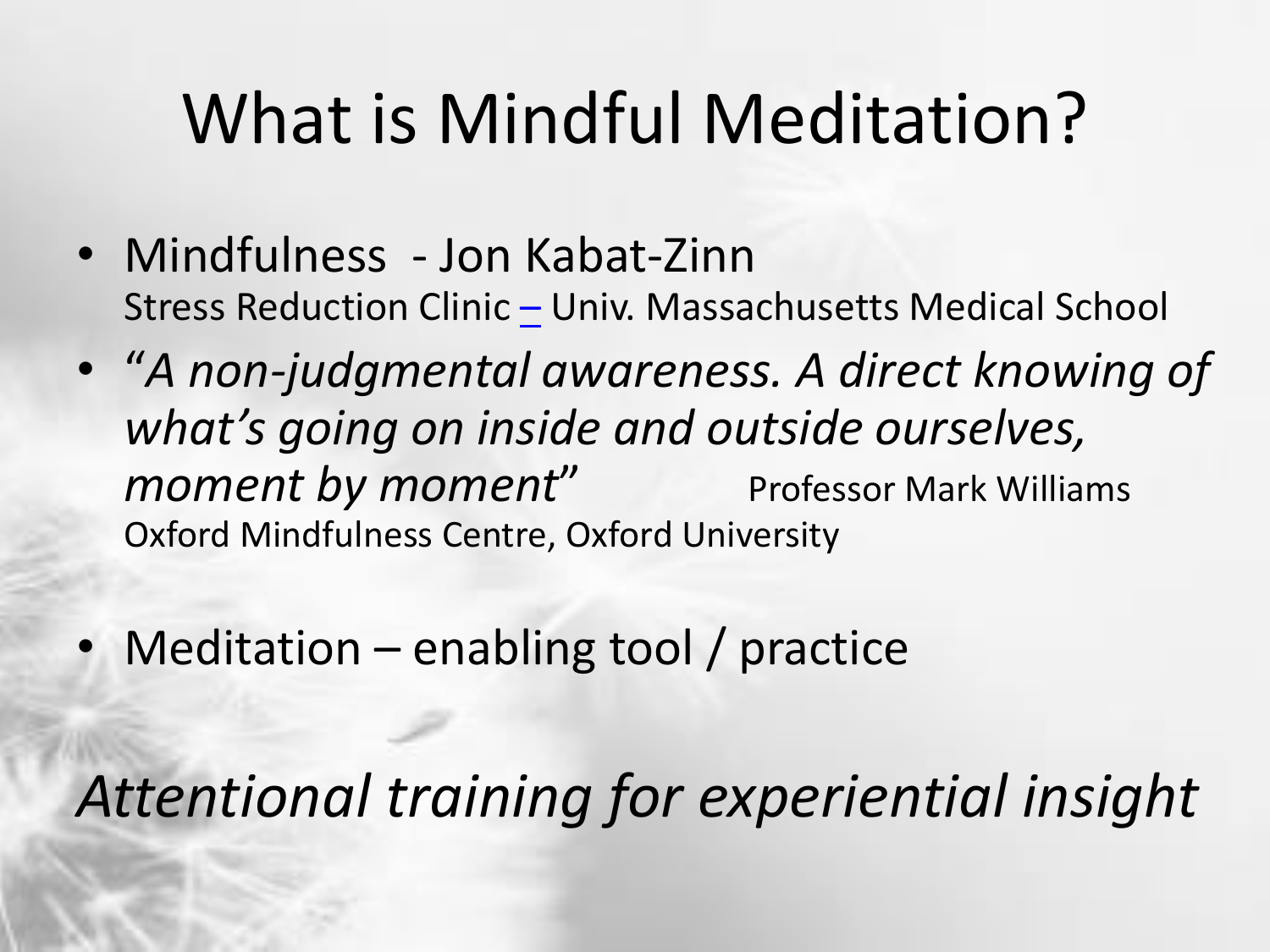# What is Mindful Meditation?

- Mindfulness - Jon Kabat-Zinn
  Stress Reduction Clinic – Univ. Massachusetts Medical School
- *"A non-judgmental awareness. A direct knowing of what's going on inside and outside ourselves, moment by moment"* Professor Mark Williams
  Oxford Mindfulness Centre, Oxford University
- Meditation – enabling tool / practice

*Attentional training for experiential insight*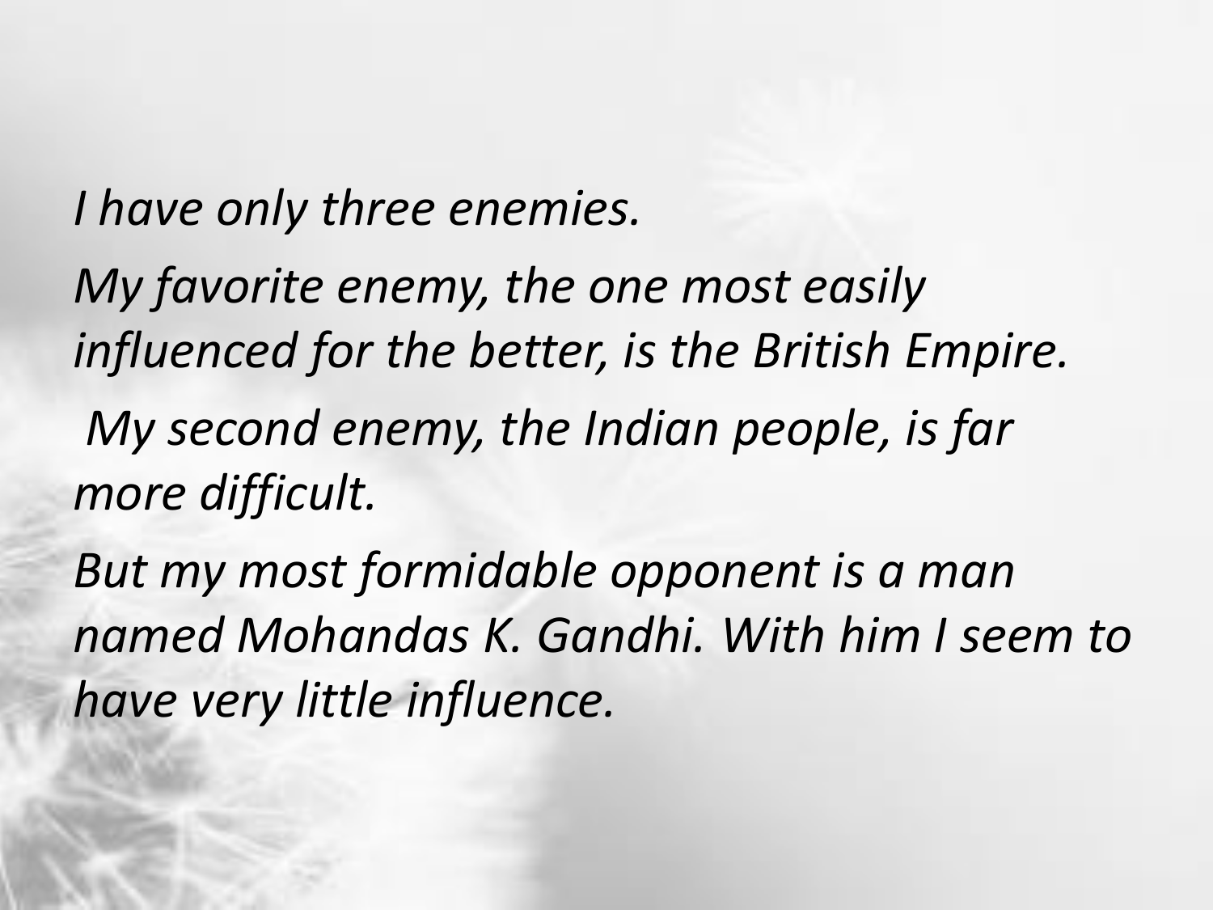*I have only three enemies.*

*My favorite enemy, the one most easily influenced for the better, is the British Empire.*

*My second enemy, the Indian people, is far more difficult.*

*But my most formidable opponent is a man named Mohandas K. Gandhi. With him I seem to have very little influence.*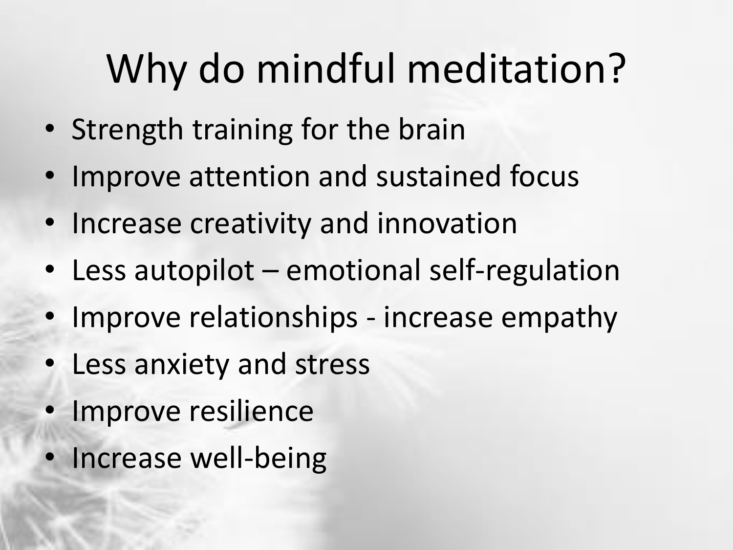# Why do mindful meditation?

- Strength training for the brain
- Improve attention and sustained focus
- Increase creativity and innovation
- Less autopilot – emotional self-regulation
- Improve relationships - increase empathy
- Less anxiety and stress
- Improve resilience
- Increase well-being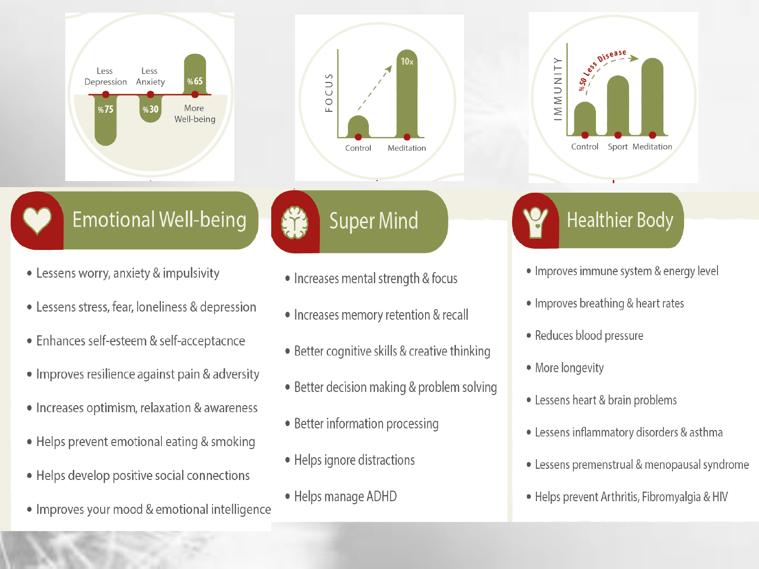Less Depression %75

Less Anxiety %30

%65 More Well-being

FOCUS

Control | Meditation 10x

IMMUNITY

%50 Less Disease

Control | Sport | Meditation

## Emotional Well-being

- Lessens worry, anxiety & impulsivity
- Lessens stress, fear, loneliness & depression
- Enhances self-esteem & self-acceptacnce
- Improves resilience against pain & adversity
- Increases optimism, relaxation & awareness
- Helps prevent emotional eating & smoking
- Helps develop positive social connections
- Improves your mood & emotional intelligence

## Super Mind

- Increases mental strength & focus
- Increases memory retention & recall
- Better cognitive skills & creative thinking
- Better decision making & problem solving
- Better information processing
- Helps ignore distractions
- Helps manage ADHD

## Healthier Body

- Improves immune system & energy level
- Improves breathing & heart rates
- Reduces blood pressure
- More longevity
- Lessens heart & brain problems
- Lessens inflammatory disorders & asthma
- Lessens premenstrual & menopausal syndrome
- Helps prevent Arthritis, Fibromyalgia & HIV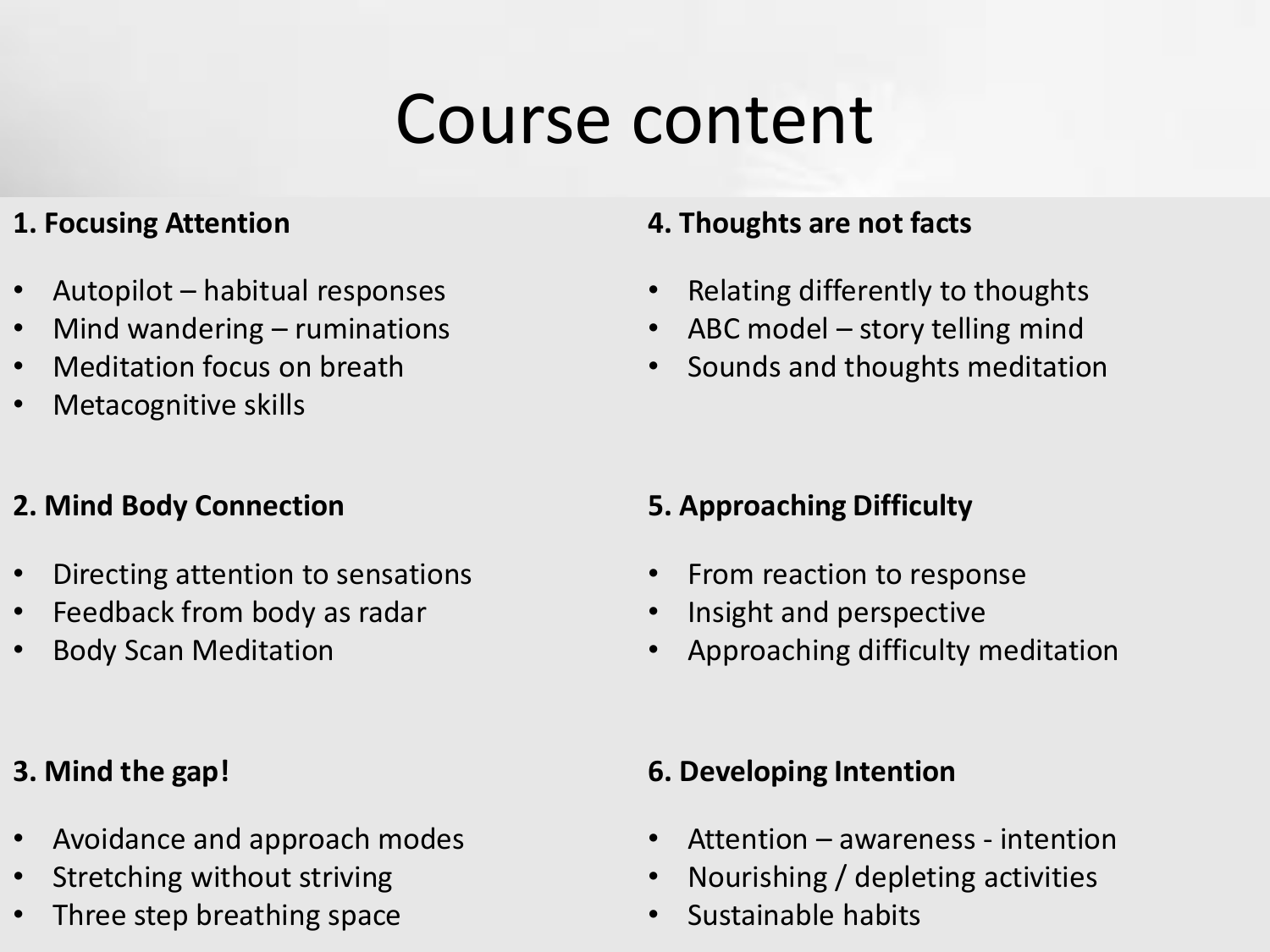# Course content

**1. Focusing Attention**

- Autopilot – habitual responses
- Mind wandering – ruminations
- Meditation focus on breath
- Metacognitive skills

**2. Mind Body Connection**

- Directing attention to sensations
- Feedback from body as radar
- Body Scan Meditation

**3. Mind the gap!**

- Avoidance and approach modes
- Stretching without striving
- Three step breathing space

**4. Thoughts are not facts**

- Relating differently to thoughts
- ABC model – story telling mind
- Sounds and thoughts meditation

**5. Approaching Difficulty**

- From reaction to response
- Insight and perspective
- Approaching difficulty meditation

**6. Developing Intention**

- Attention – awareness - intention
- Nourishing / depleting activities
- Sustainable habits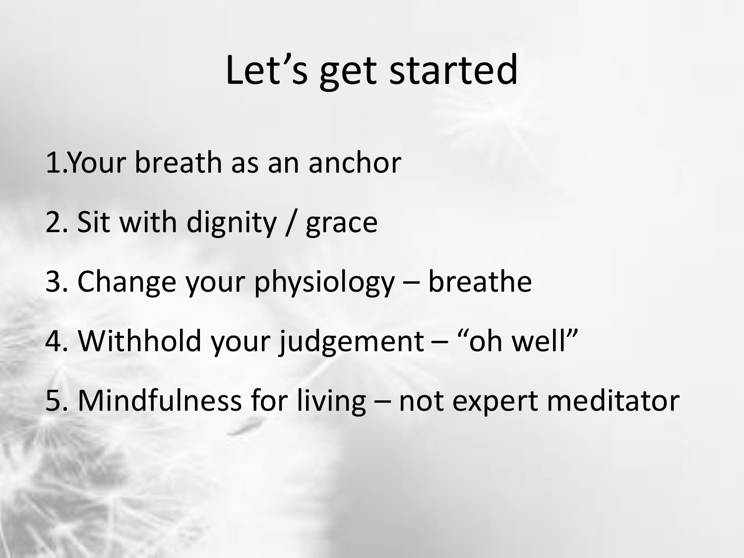# Let's get started

1. Your breath as an anchor
2. Sit with dignity / grace
3. Change your physiology – breathe
4. Withhold your judgement – "oh well"
5. Mindfulness for living – not expert meditator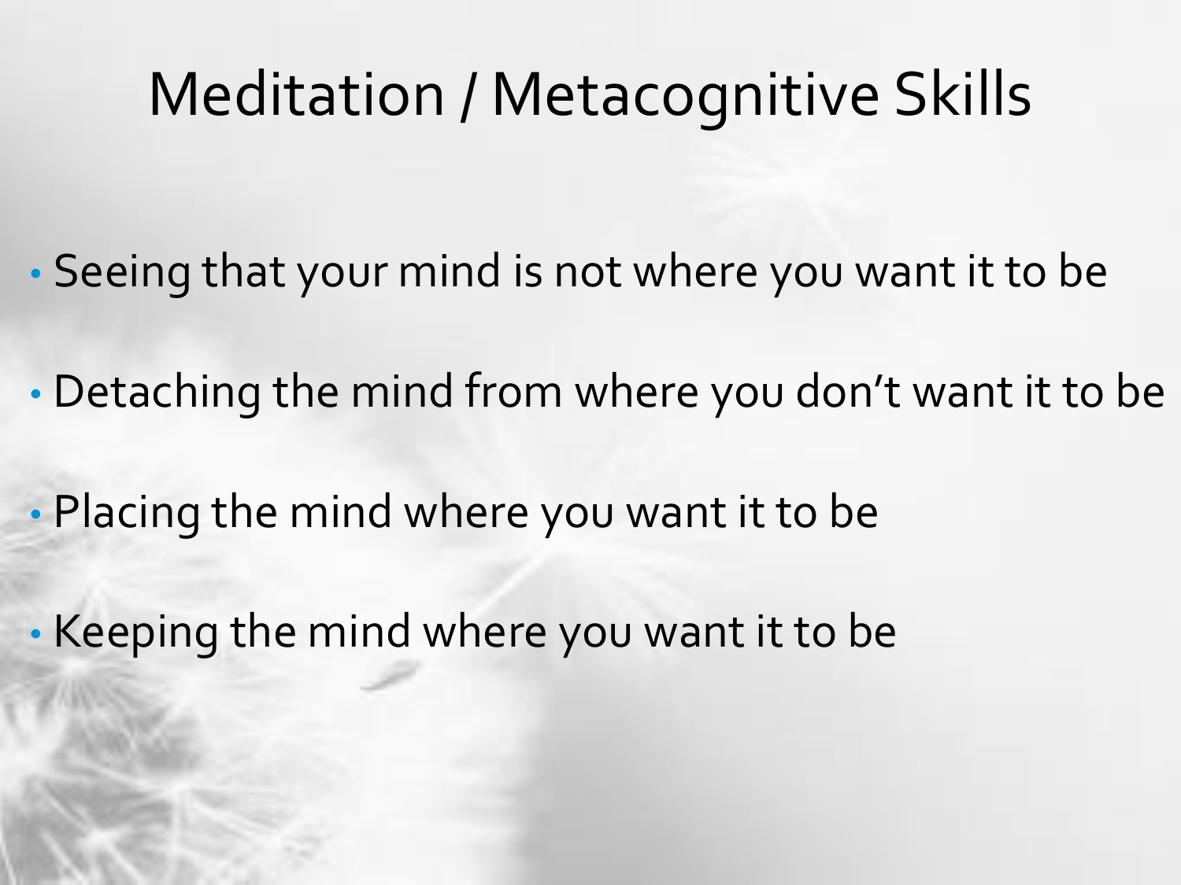# Meditation / Metacognitive Skills

- Seeing that your mind is not where you want it to be
- Detaching the mind from where you don’t want it to be
- Placing the mind where you want it to be
- Keeping the mind where you want it to be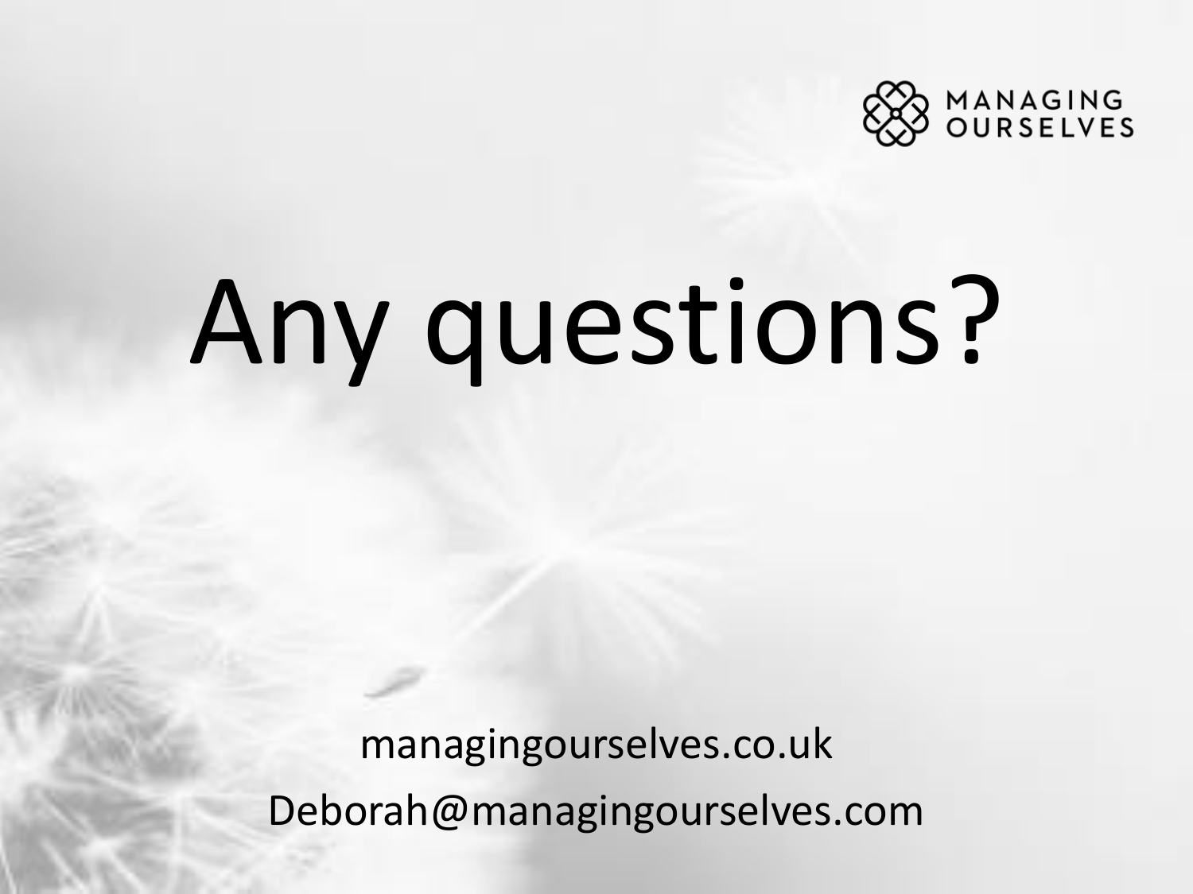MANAGING OURSELVES

# Any questions?

managingourselves.co.uk

Deborah@managingourselves.com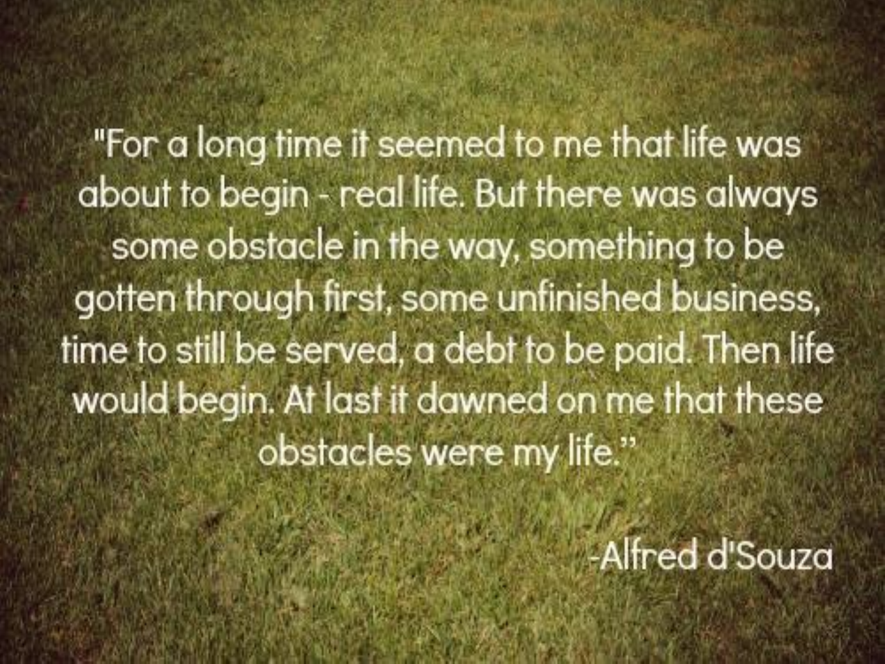"For a long time it seemed to me that life was about to begin - real life. But there was always some obstacle in the way, something to be gotten through first, some unfinished business, time to still be served, a debt to be paid. Then life would begin. At last it dawned on me that these obstacles were my life."

-Alfred d'Souza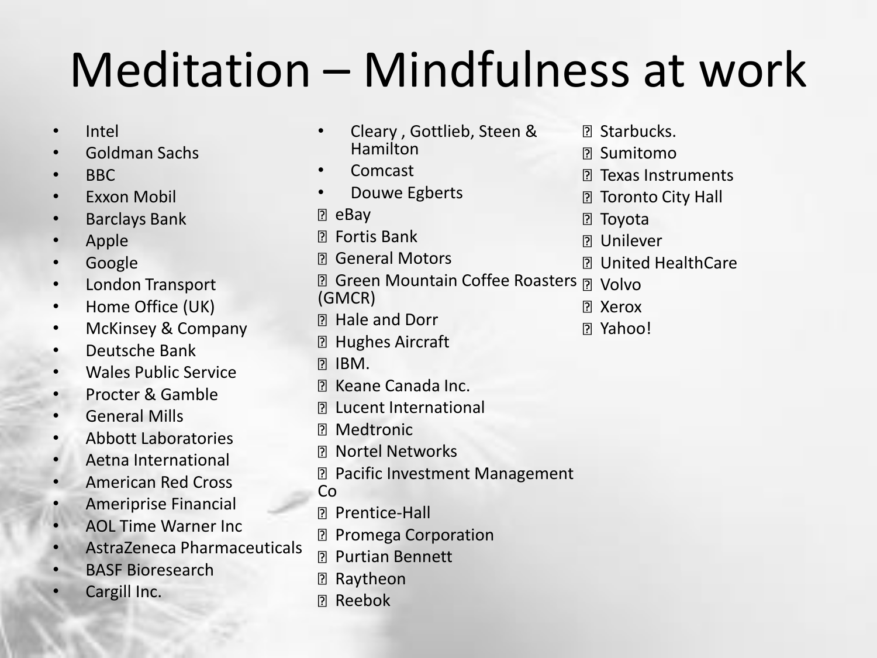# Meditation – Mindfulness at work

- Intel
- Goldman Sachs
- BBC
- Exxon Mobil
- Barclays Bank
- Apple
- Google
- London Transport
- Home Office (UK)
- McKinsey & Company
- Deutsche Bank
- Wales Public Service
- Procter & Gamble
- General Mills
- Abbott Laboratories
- Aetna International
- American Red Cross
- Ameriprise Financial
- AOL Time Warner Inc
- AstraZeneca Pharmaceuticals
- BASF Bioresearch
- Cargill Inc.
- Cleary , Gottlieb, Steen & Hamilton
- Comcast
- Douwe Egberts
- eBay
- Fortis Bank
- General Motors
- Green Mountain Coffee Roasters (GMCR)
- Hale and Dorr
- Hughes Aircraft
- IBM.
- Keane Canada Inc.
- Lucent International
- Medtronic
- Nortel Networks
- Pacific Investment Management Co
- Prentice-Hall
- Promega Corporation
- Purtian Bennett
- Raytheon
- Reebok
- Starbucks.
- Sumitomo
- Texas Instruments
- Toronto City Hall
- Toyota
- Unilever
- United HealthCare
- Volvo
- Xerox
- Yahoo!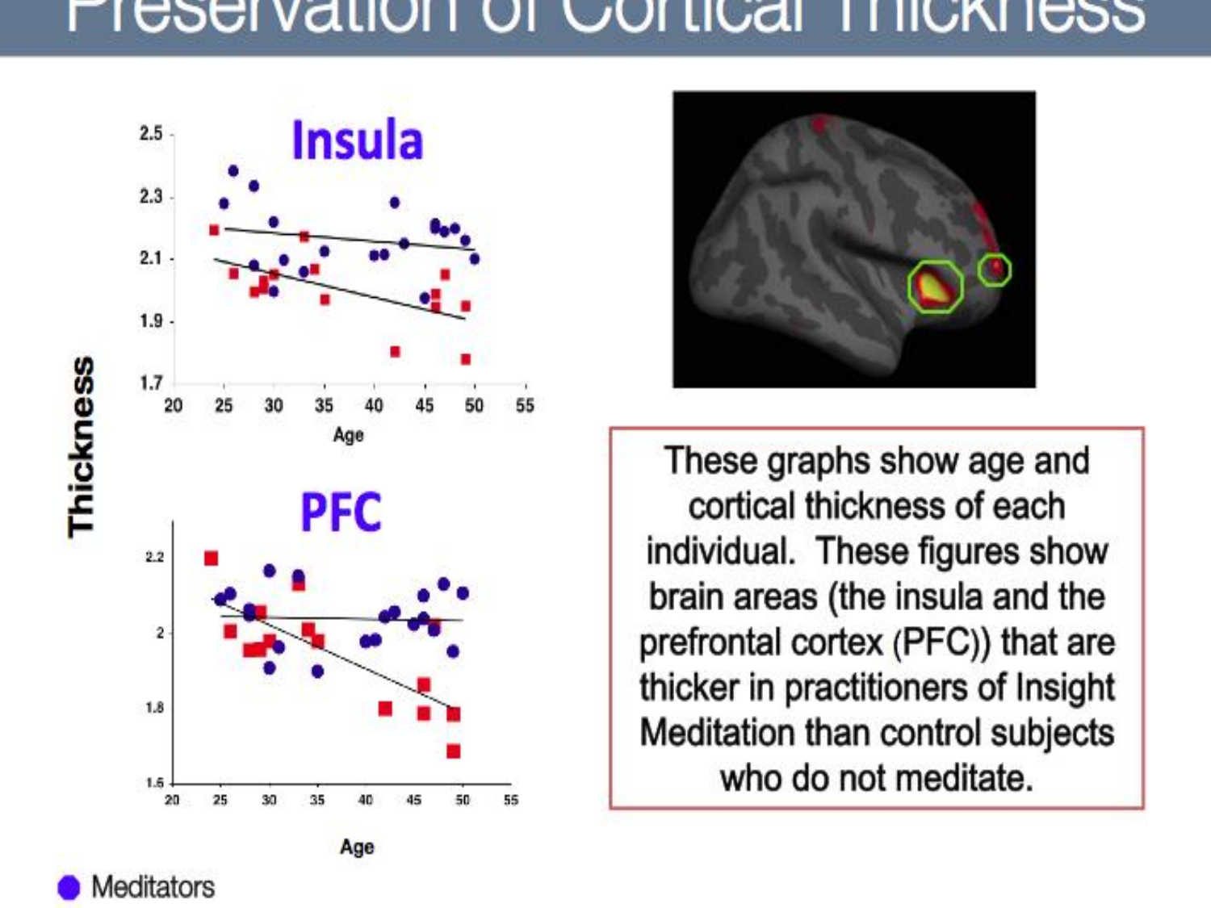# Preservation of Cortical Thickness

These graphs show age and cortical thickness of each individual. These figures show brain areas (the insula and the prefrontal cortex (PFC)) that are thicker in practitioners of Insight Meditation than control subjects who do not meditate.

Meditators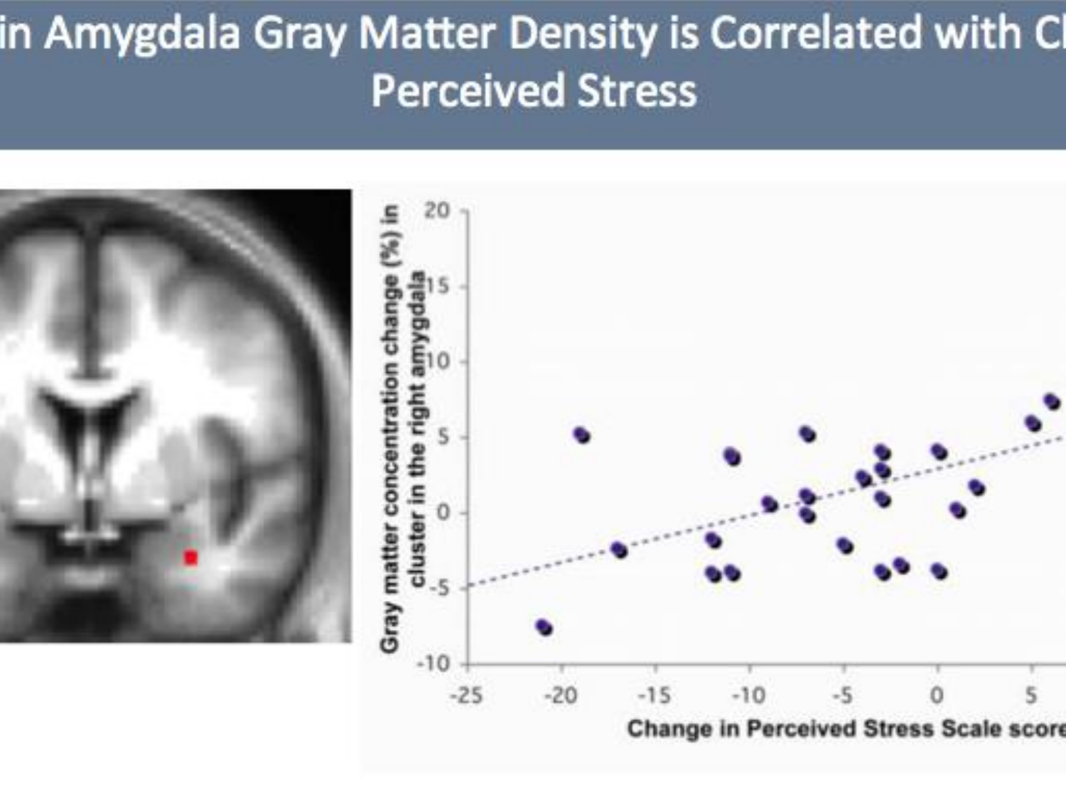## in Amygdala Gray Matter Density is Correlated with Cl Perceived Stress

Gray matter concentration change (%) in cluster in the right amygdala

20

15

10

5

0

-5

-10

-25 -20 -15 -10 -5 0 5

Change in Perceived Stress Scale score